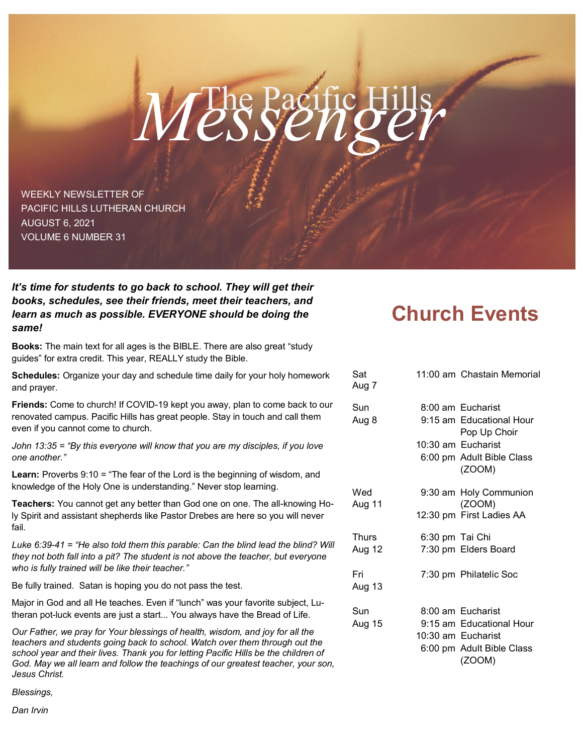# The Pacific Hills Messenger

WEEKLY NEWSLETTER OF
PACIFIC HILLS LUTHERAN CHURCH
AUGUST 6, 2021
VOLUME 6 NUMBER 31

***It's time for students to go back to school. They will get their books, schedules, see their friends, meet their teachers, and learn as much as possible. EVERYONE should be doing the same!***

**Books:** The main text for all ages is the BIBLE. There are also great "study guides" for extra credit. This year, REALLY study the Bible.

**Schedules:** Organize your day and schedule time daily for your holy homework and prayer.

**Friends:** Come to church! If COVID-19 kept you away, plan to come back to our renovated campus. Pacific Hills has great people. Stay in touch and call them even if you cannot come to church.

*John 13:35 = "By this everyone will know that you are my disciples, if you love one another."*

**Learn:** Proverbs 9:10 = "The fear of the Lord is the beginning of wisdom, and knowledge of the Holy One is understanding." Never stop learning.

**Teachers:** You cannot get any better than God one on one. The all-knowing Holy Spirit and assistant shepherds like Pastor Drebes are here so you will never fail.

*Luke 6:39-41 = "He also told them this parable: Can the blind lead the blind? Will they not both fall into a pit? The student is not above the teacher, but everyone who is fully trained will be like their teacher."*

Be fully trained. Satan is hoping you do not pass the test.

Major in God and all He teaches. Even if "lunch" was your favorite subject, Lutheran pot-luck events are just a start... You always have the Bread of Life.

*Our Father, we pray for Your blessings of health, wisdom, and joy for all the teachers and students going back to school. Watch over them through out the school year and their lives. Thank you for letting Pacific Hills be the children of God. May we all learn and follow the teachings of our greatest teacher, your son, Jesus Christ.*

*Blessings,*

*Dan Irvin*

## Church Events

| Day | Time | Event |
|---|---|---|
| Sat Aug 7 | 11:00 am | Chastain Memorial |
| Sun Aug 8 | 8:00 am | Eucharist |
| | 9:15 am | Educational Hour<br>Pop Up Choir |
| | 10:30 am | Eucharist |
| | 6:00 pm | Adult Bible Class (ZOOM) |
| Wed Aug 11 | 9:30 am | Holy Communion (ZOOM) |
| | 12:30 pm | First Ladies AA |
| Thurs Aug 12 | 6:30 pm | Tai Chi |
| | 7:30 pm | Elders Board |
| Fri Aug 13 | 7:30 pm | Philatelic Soc |
| Sun Aug 15 | 8:00 am | Eucharist |
| | 9:15 am | Educational Hour |
| | 10:30 am | Eucharist |
| | 6:00 pm | Adult Bible Class (ZOOM) |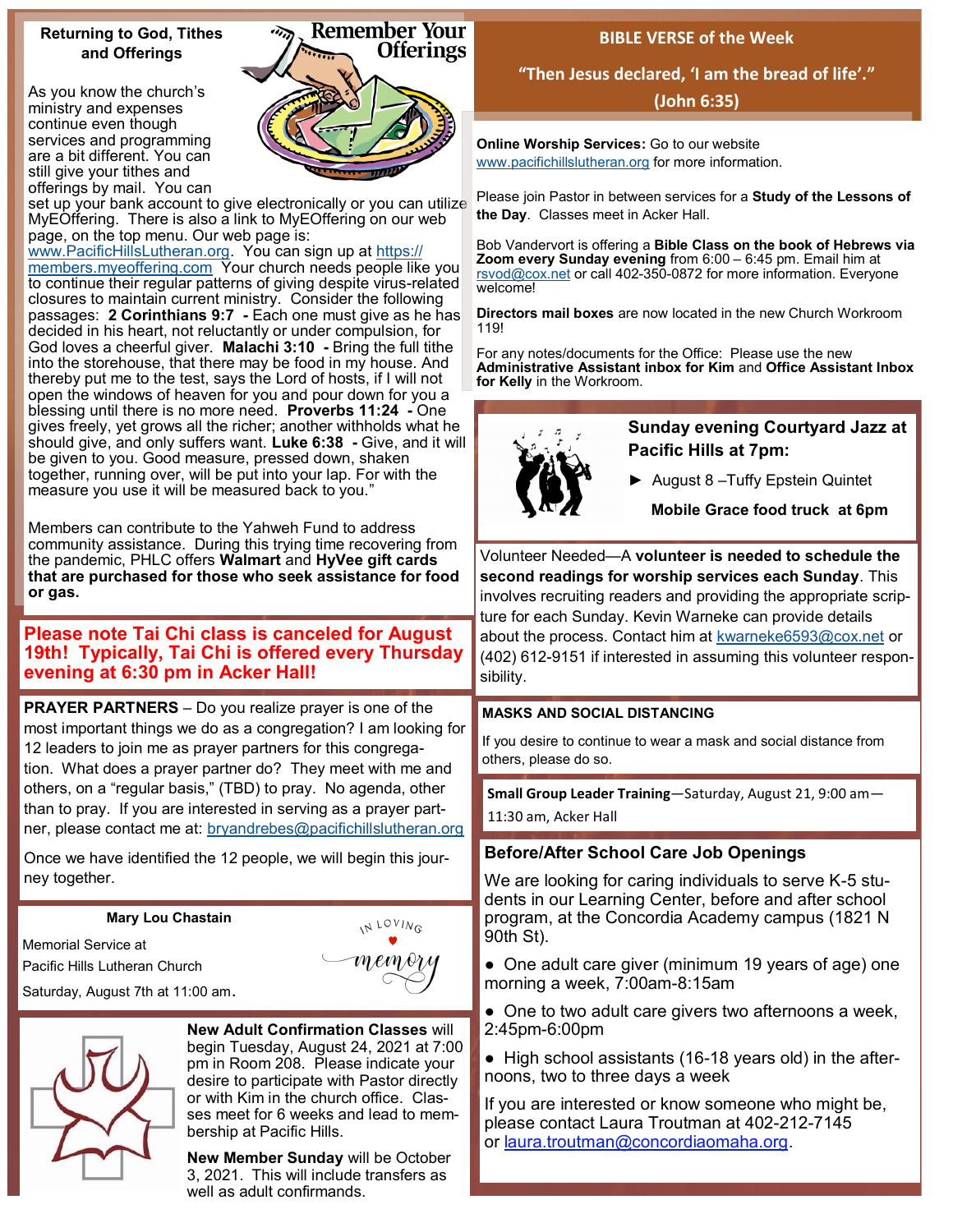## Returning to God, Tithes and Offerings

**Remember Your Offerings**

As you know the church's ministry and expenses continue even though services and programming are a bit different. You can still give your tithes and offerings by mail. You can set up your bank account to give electronically or you can utilize MyEOffering. There is also a link to MyEOffering on our web page, on the top menu. Our web page is: www.PacificHillsLutheran.org. You can sign up at https://members.myeoffering.com Your church needs people like you to continue their regular patterns of giving despite virus-related closures to maintain current ministry. Consider the following passages: **2 Corinthians 9:7 -** Each one must give as he has decided in his heart, not reluctantly or under compulsion, for God loves a cheerful giver. **Malachi 3:10 -** Bring the full tithe into the storehouse, that there may be food in my house. And thereby put me to the test, says the Lord of hosts, if I will not open the windows of heaven for you and pour down for you a blessing until there is no more need. **Proverbs 11:24 -** One gives freely, yet grows all the richer; another withholds what he should give, and only suffers want. **Luke 6:38 -** Give, and it will be given to you. Good measure, pressed down, shaken together, running over, will be put into your lap. For with the measure you use it will be measured back to you."

Members can contribute to the Yahweh Fund to address community assistance. During this trying time recovering from the pandemic, PHLC offers **Walmart** and **HyVee gift cards that are purchased for those who seek assistance for food or gas.**

**Please note Tai Chi class is canceled for August 19th! Typically, Tai Chi is offered every Thursday evening at 6:30 pm in Acker Hall!**

**PRAYER PARTNERS** – Do you realize prayer is one of the most important things we do as a congregation? I am looking for 12 leaders to join me as prayer partners for this congregation. What does a prayer partner do? They meet with me and others, on a "regular basis," (TBD) to pray. No agenda, other than to pray. If you are interested in serving as a prayer partner, please contact me at: bryandrebes@pacifichillslutheran.org

Once we have identified the 12 people, we will begin this journey together.

**Mary Lou Chastain**

Memorial Service at

Pacific Hills Lutheran Church

Saturday, August 7th at 11:00 am.

In Loving memory

**New Adult Confirmation Classes** will begin Tuesday, August 24, 2021 at 7:00 pm in Room 208. Please indicate your desire to participate with Pastor directly or with Kim in the church office. Classes meet for 6 weeks and lead to membership at Pacific Hills.

**New Member Sunday** will be October 3, 2021. This will include transfers as well as adult confirmands.

## BIBLE VERSE of the Week

**"Then Jesus declared, 'I am the bread of life'."**

**(John 6:35)**

**Online Worship Services:** Go to our website www.pacifichillslutheran.org for more information.

Please join Pastor in between services for a **Study of the Lessons of the Day**. Classes meet in Acker Hall.

Bob Vandervort is offering a **Bible Class on the book of Hebrews via Zoom every Sunday evening** from 6:00 – 6:45 pm. Email him at rsvod@cox.net or call 402-350-0872 for more information. Everyone welcome!

**Directors mail boxes** are now located in the new Church Workroom 119!

For any notes/documents for the Office: Please use the new **Administrative Assistant inbox for Kim** and **Office Assistant Inbox for Kelly** in the Workroom.

**Sunday evening Courtyard Jazz at Pacific Hills at 7pm:**

- August 8 –Tuffy Epstein Quintet

**Mobile Grace food truck at 6pm**

Volunteer Needed—A **volunteer is needed to schedule the second readings for worship services each Sunday**. This involves recruiting readers and providing the appropriate scripture for each Sunday. Kevin Warneke can provide details about the process. Contact him at kwarneke6593@cox.net or (402) 612-9151 if interested in assuming this volunteer responsibility.

**MASKS AND SOCIAL DISTANCING**

If you desire to continue to wear a mask and social distance from others, please do so.

**Small Group Leader Training**—Saturday, August 21, 9:00 am—11:30 am, Acker Hall

## Before/After School Care Job Openings

We are looking for caring individuals to serve K-5 students in our Learning Center, before and after school program, at the Concordia Academy campus (1821 N 90th St).

- One adult care giver (minimum 19 years of age) one morning a week, 7:00am-8:15am
- One to two adult care givers two afternoons a week, 2:45pm-6:00pm
- High school assistants (16-18 years old) in the afternoons, two to three days a week

If you are interested or know someone who might be, please contact Laura Troutman at 402-212-7145 or laura.troutman@concordiaomaha.org.